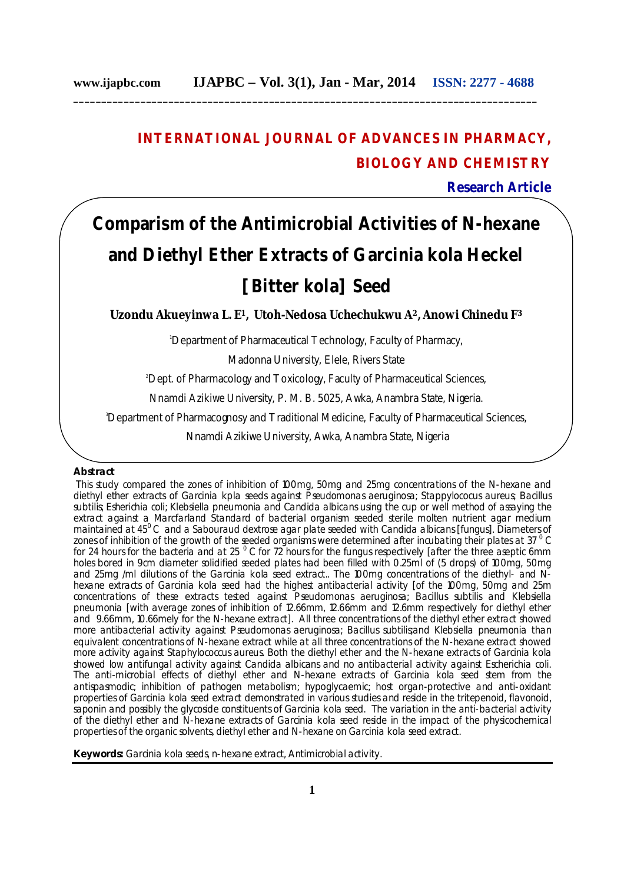# INTERNATIONAL JOURNAL OF ADVANCES IN PHARMACY, BIOLOGY AND CHEMISTRY

**Research Article**

# Comparism of the Antimicrobial Activities of N-hexane and Diethyl Ether Extracts of *Garcinia kola* Heckel [Bitter kola] Seed

**Uzondu Akueyinwa L. E[1], Utoh-Nedosa Uchechukwu A[2], Anowi Chinedu F[3]**

[1]Department of Pharmaceutical Technology, Faculty of Pharmacy, Madonna University, Elele, Rivers State

[2]Dept. of Pharmacology and Toxicology, Faculty of Pharmaceutical Sciences, Nnamdi Azikiwe University, P. M. B. 5025, Awka, Anambra State, Nigeria.

[3]Department of Pharmacognosy and Traditional Medicine, Faculty of Pharmaceutical Sciences, Nnamdi Azikiwe University, Awka, Anambra State, Nigeria

## Abstract

This study compared the zones of inhibition of 100mg, 50mg and 25mg concentrations of the N-hexane and diethyl ether extracts of *Garcinia kpla* seeds against *Pseudomonas aeruginosa*; *Stappylococus aureus*; *Bacillus subtilis*; *Esherichia coli*; *Klebsiella pneumonia* and *Candida albicans* using the cup or well method of assaying the extract against a Marcfarland Standard of bacterial organism seeded sterile molten nutrient agar medium maintained at 45$^0$C and a Sabouraud dextrose agar plate seeded with *Candida albicans* [fungus]. Diameters of zones of inhibition of the growth of the seeded organisms were determined after incubating their plates at 37$^0$C for 24 hours for the bacteria and at 25$^0$C for 72 hours for the fungus respectively [after the three aseptic 6mm holes bored in 9cm diameter solidified seeded plates had been filled with 0.25ml of (5 drops) of 100mg, 50mg and 25mg /ml dilutions of the *Garcinia kola* seed extract.. The 100mg concentrations of the diethyl- and N-hexane extracts of *Garcinia kola* seed had the highest antibacterial activity [of the 100mg, 50mg and 25m concentrations of these extracts tested against *Pseudomonas aeruginosa*; *Bacillus subtilis* and *Klebsiella pneumonia* [with average zones of inhibition of 12.66mm, 12.66mm and 12.6mm respectively for diethyl ether and 9.66mm, 10.66mely for the N-hexane extract]. All three concentrations of the diethyl ether extract showed more antibacterial activity against *Pseudomonas aeruginosa*; *Bacillus subtilis*,and *Klebsiella pneumonia* than equivalent concentrations of N-hexane extract while at all three concentrations of the N-hexane extract showed more activity against *Staphylococcus aureus*. Both the diethyl ether and the N-hexane extracts of *Garcinia kola* showed low antifungal activity against *Candida albicans* and no antibacterial activity against *Escherichia coli*. The anti-microbial effects of diethyl ether and N-hexane extracts of *Garcinia kola* seed stem from the antispasmodic; inhibition of pathogen metabolism; hypoglycaemic; host organ-protective and anti-oxidant properties of *Garcinia kola* seed extract demonstrated in various studies and reside in the tritepenoid, flavonoid, saponin and possibly the glycoside constituents of *Garcinia kola* seed. The variation in the anti-bacterial activity of the diethyl ether and N-hexane extracts of *Garcinia kola* seed reside in the impact of the physicochemical properties of the organic solvents, diethyl ether and N-hexane on *Garcinia kola* seed extract.

**Keywords:** *Garcinia kola* seeds, n-hexane extract, Antimicrobial activity.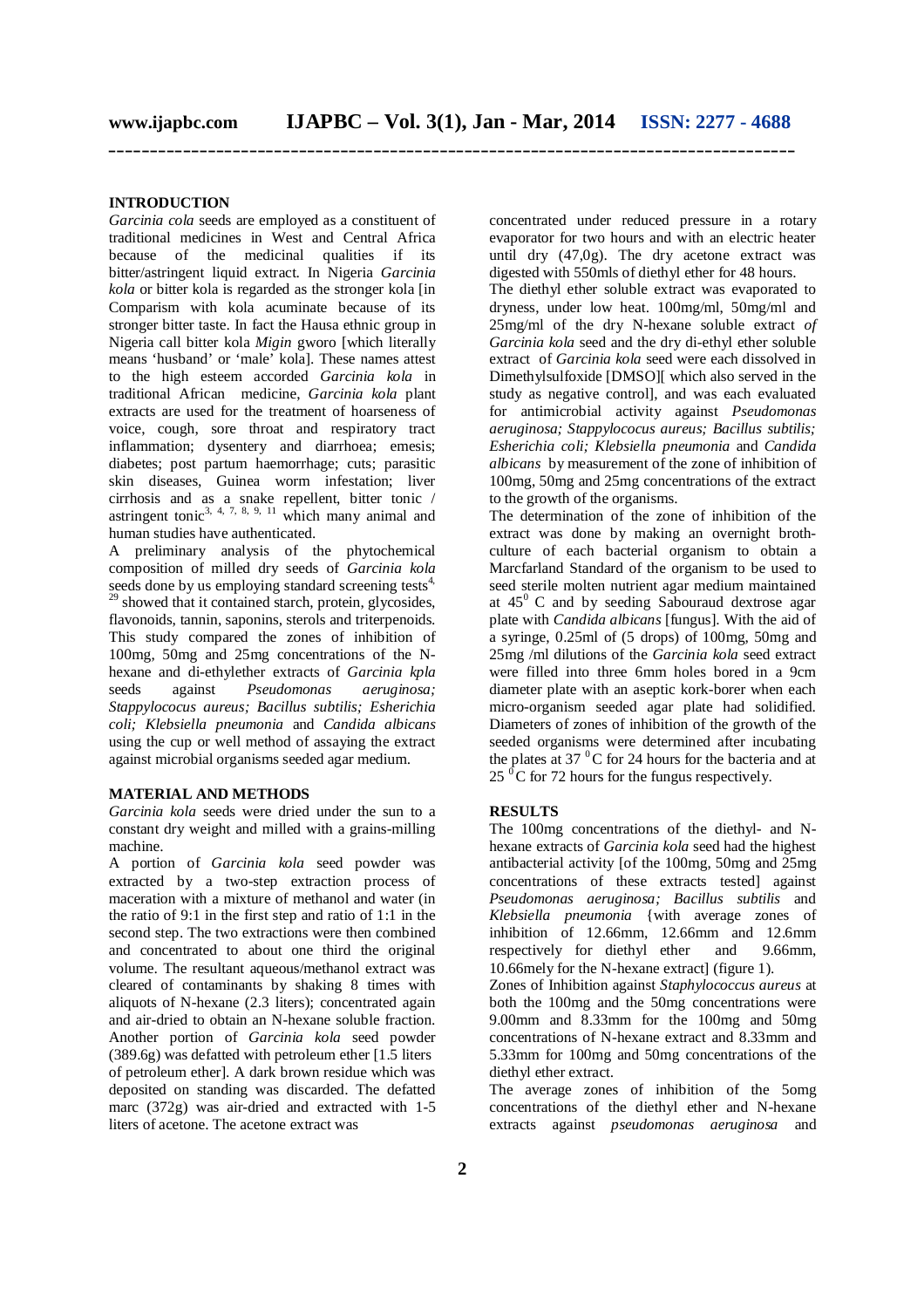## INTRODUCTION

*Garcinia cola* seeds are employed as a constituent of traditional medicines in West and Central Africa because of the medicinal qualities if its bitter/astringent liquid extract. In Nigeria *Garcinia kola* or bitter kola is regarded as the stronger kola [in Comparism with kola acuminate because of its stronger bitter taste. In fact the Hausa ethnic group in Nigeria call bitter kola *Migin* gworo [which literally means 'husband' or 'male' kola]. These names attest to the high esteem accorded *Garcinia kola* in traditional African medicine, *Garcinia kola* plant extracts are used for the treatment of hoarseness of voice, cough, sore throat and respiratory tract inflammation; dysentery and diarrhoea; emesis; diabetes; post partum haemorrhage; cuts; parasitic skin diseases, Guinea worm infestation; liver cirrhosis and as a snake repellent, bitter tonic / astringent tonic[3, 4, 7, 8, 9, 11] which many animal and human studies have authenticated.

A preliminary analysis of the phytochemical composition of milled dry seeds of *Garcinia kola* seeds done by us employing standard screening tests[4, 29] showed that it contained starch, protein, glycosides, flavonoids, tannin, saponins, sterols and triterpenoids. This study compared the zones of inhibition of 100mg, 50mg and 25mg concentrations of the N-hexane and di-ethylether extracts of *Garcinia kpla* seeds against *Pseudomonas aeruginosa; Stappylococus aureus; Bacillus subtilis; Esherichia coli; Klebsiella pneumonia* and *Candida albicans* using the cup or well method of assaying the extract against microbial organisms seeded agar medium.

## MATERIAL AND METHODS

*Garcinia kola* seeds were dried under the sun to a constant dry weight and milled with a grains-milling machine.

A portion of *Garcinia kola* seed powder was extracted by a two-step extraction process of maceration with a mixture of methanol and water (in the ratio of 9:1 in the first step and ratio of 1:1 in the second step. The two extractions were then combined and concentrated to about one third the original volume. The resultant aqueous/methanol extract was cleared of contaminants by shaking 8 times with aliquots of N-hexane (2.3 liters); concentrated again and air-dried to obtain an N-hexane soluble fraction. Another portion of *Garcinia kola* seed powder (389.6g) was defatted with petroleum ether [1.5 liters of petroleum ether]. A dark brown residue which was deposited on standing was discarded. The defatted marc (372g) was air-dried and extracted with 1-5 liters of acetone. The acetone extract was concentrated under reduced pressure in a rotary evaporator for two hours and with an electric heater until dry (47,0g). The dry acetone extract was digested with 550mls of diethyl ether for 48 hours.

The diethyl ether soluble extract was evaporated to dryness, under low heat. 100mg/ml, 50mg/ml and 25mg/ml of the dry N-hexane soluble extract *of Garcinia kola* seed and the dry di-ethyl ether soluble extract of *Garcinia kola* seed were each dissolved in Dimethylsulfoxide [DMSO][ which also served in the study as negative control], and was each evaluated for antimicrobial activity against *Pseudomonas aeruginosa; Stappylococus aureus; Bacillus subtilis; Esherichia coli; Klebsiella pneumonia* and *Candida albicans* by measurement of the zone of inhibition of 100mg, 50mg and 25mg concentrations of the extract to the growth of the organisms.

The determination of the zone of inhibition of the extract was done by making an overnight broth-culture of each bacterial organism to obtain a Marcfarland Standard of the organism to be used to seed sterile molten nutrient agar medium maintained at $45^0$ C and by seeding Sabouraud dextrose agar plate with *Candida albicans* [fungus]. With the aid of a syringe, 0.25ml of (5 drops) of 100mg, 50mg and 25mg /ml dilutions of the *Garcinia kola* seed extract were filled into three 6mm holes bored in a 9cm diameter plate with an aseptic kork-borer when each micro-organism seeded agar plate had solidified. Diameters of zones of inhibition of the growth of the seeded organisms were determined after incubating the plates at 37 $^0$C for 24 hours for the bacteria and at 25 $^0$C for 72 hours for the fungus respectively.

## RESULTS

The 100mg concentrations of the diethyl- and N-hexane extracts of *Garcinia kola* seed had the highest antibacterial activity [of the 100mg, 50mg and 25mg concentrations of these extracts tested] against *Pseudomonas aeruginosa; Bacillus subtilis* and *Klebsiella pneumonia* {with average zones of inhibition of 12.66mm, 12.66mm and 12.6mm respectively for diethyl ether and 9.66mm, 10.66mely for the N-hexane extract] (figure 1).

Zones of Inhibition against *Staphylococcus aureus* at both the 100mg and the 50mg concentrations were 9.00mm and 8.33mm for the 100mg and 50mg concentrations of N-hexane extract and 8.33mm and 5.33mm for 100mg and 50mg concentrations of the diethyl ether extract.

The average zones of inhibition of the 5omg concentrations of the diethyl ether and N-hexane extracts against *pseudomonas aeruginosa* and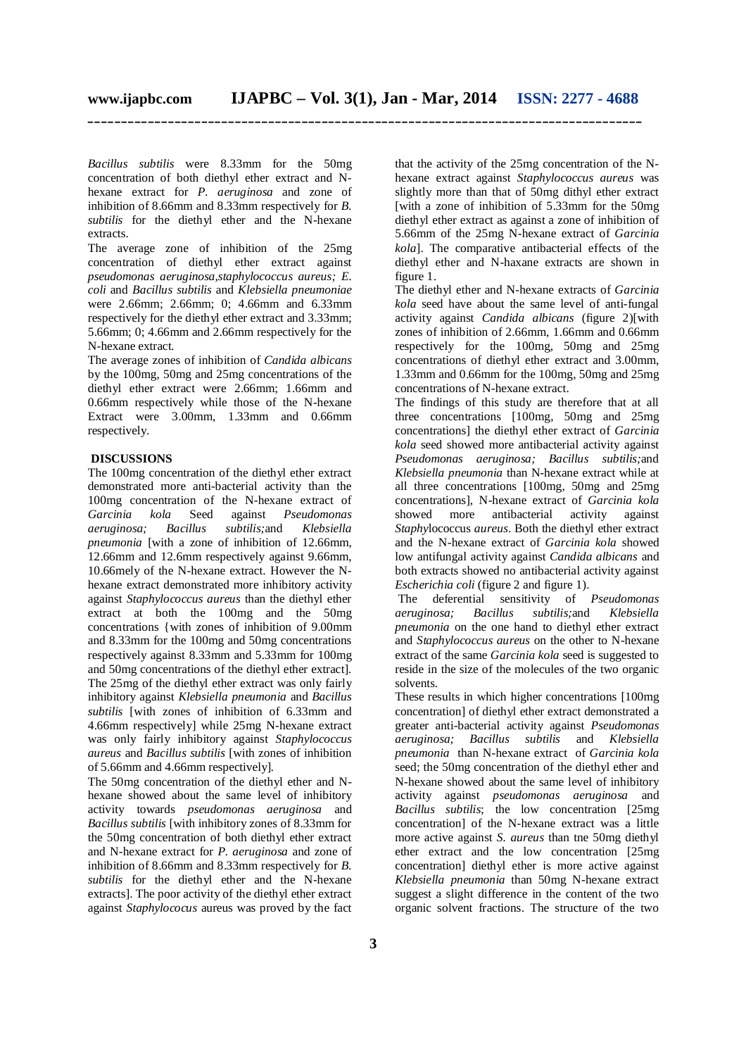*Bacillus subtilis* were 8.33mm for the 50mg concentration of both diethyl ether extract and N-hexane extract for *P. aeruginosa* and zone of inhibition of 8.66mm and 8.33mm respectively for *B. subtilis* for the diethyl ether and the N-hexane extracts.

The average zone of inhibition of the 25mg concentration of diethyl ether extract against *pseudomonas aeruginosa,staphylococcus aureus; E. coli* and *Bacillus subtilis* and *Klebsiella pneumoniae* were 2.66mm; 2.66mm; 0; 4.66mm and 6.33mm respectively for the diethyl ether extract and 3.33mm; 5.66mm; 0; 4.66mm and 2.66mm respectively for the N-hexane extract.

The average zones of inhibition of *Candida albicans* by the 100mg, 50mg and 25mg concentrations of the diethyl ether extract were 2.66mm; 1.66mm and 0.66mm respectively while those of the N-hexane Extract were 3.00mm, 1.33mm and 0.66mm respectively.

## DISCUSSIONS

The 100mg concentration of the diethyl ether extract demonstrated more anti-bacterial activity than the 100mg concentration of the N-hexane extract of *Garcinia kola* Seed against *Pseudomonas aeruginosa; Bacillus subtilis;*and *Klebsiella pneumonia* [with a zone of inhibition of 12.66mm, 12.66mm and 12.6mm respectively against 9.66mm, 10.66mely of the N-hexane extract. However the N-hexane extract demonstrated more inhibitory activity against *Staphylococcus aureus* than the diethyl ether extract at both the 100mg and the 50mg concentrations {with zones of inhibition of 9.00mm and 8.33mm for the 100mg and 50mg concentrations respectively against 8.33mm and 5.33mm for 100mg and 50mg concentrations of the diethyl ether extract]. The 25mg of the diethyl ether extract was only fairly inhibitory against *Klebsiella pneumonia* and *Bacillus subtilis* [with zones of inhibition of 6.33mm and 4.66mm respectively] while 25mg N-hexane extract was only fairly inhibitory against *Staphylococcus aureus* and *Bacillus subtilis* [with zones of inhibition of 5.66mm and 4.66mm respectively].

The 50mg concentration of the diethyl ether and N-hexane showed about the same level of inhibitory activity towards *pseudomonas aeruginosa* and *Bacillus subtilis* [with inhibitory zones of 8.33mm for the 50mg concentration of both diethyl ether extract and N-hexane extract for *P. aeruginosa* and zone of inhibition of 8.66mm and 8.33mm respectively for *B. subtilis* for the diethyl ether and the N-hexane extracts]. The poor activity of the diethyl ether extract against *Staphylococus* aureus was proved by the fact that the activity of the 25mg concentration of the N-hexane extract against *Staphylococcus aureus* was slightly more than that of 50mg dithyl ether extract [with a zone of inhibition of 5.33mm for the 50mg diethyl ether extract as against a zone of inhibition of 5.66mm of the 25mg N-hexane extract of *Garcinia kola*]. The comparative antibacterial effects of the diethyl ether and N-haxane extracts are shown in figure 1.

The diethyl ether and N-hexane extracts of *Garcinia kola* seed have about the same level of anti-fungal activity against *Candida albicans* (figure 2)[with zones of inhibition of 2.66mm, 1.66mm and 0.66mm respectively for the 100mg, 50mg and 25mg concentrations of diethyl ether extract and 3.00mm, 1.33mm and 0.66mm for the 100mg, 50mg and 25mg concentrations of N-hexane extract.

The findings of this study are therefore that at all three concentrations [100mg, 50mg and 25mg concentrations] the diethyl ether extract of *Garcinia kola* seed showed more antibacterial activity against *Pseudomonas aeruginosa; Bacillus subtilis;*and *Klebsiella pneumonia* than N-hexane extract while at all three concentrations [100mg, 50mg and 25mg concentrations], N-hexane extract of *Garcinia kola* showed more antibacterial activity against *Staphy*lococcus *aureus*. Both the diethyl ether extract and the N-hexane extract of *Garcinia kola* showed low antifungal activity against *Candida albicans* and both extracts showed no antibacterial activity against *Escherichia coli* (figure 2 and figure 1).

The deferential sensitivity of *Pseudomonas aeruginosa; Bacillus subtilis;*and *Klebsiella pneumonia* on the one hand to diethyl ether extract and *Staphylococcus aureus* on the other to N-hexane extract of the same *Garcinia kola* seed is suggested to reside in the size of the molecules of the two organic solvents.

These results in which higher concentrations [100mg concentration] of diethyl ether extract demonstrated a greater anti-bacterial activity against *Pseudomonas aeruginosa; Bacillus subtilis* and *Klebsiella pneumonia* than N-hexane extract of *Garcinia kola* seed; the 50mg concentration of the diethyl ether and N-hexane showed about the same level of inhibitory activity against *pseudomonas aeruginosa* and *Bacillus subtilis*; the low concentration [25mg concentration] of the N-hexane extract was a little more active against *S. aureus* than tne 50mg diethyl ether extract and the low concentration [25mg concentration] diethyl ether is more active against *Klebsiella pneumonia* than 50mg N-hexane extract suggest a slight difference in the content of the two organic solvent fractions. The structure of the two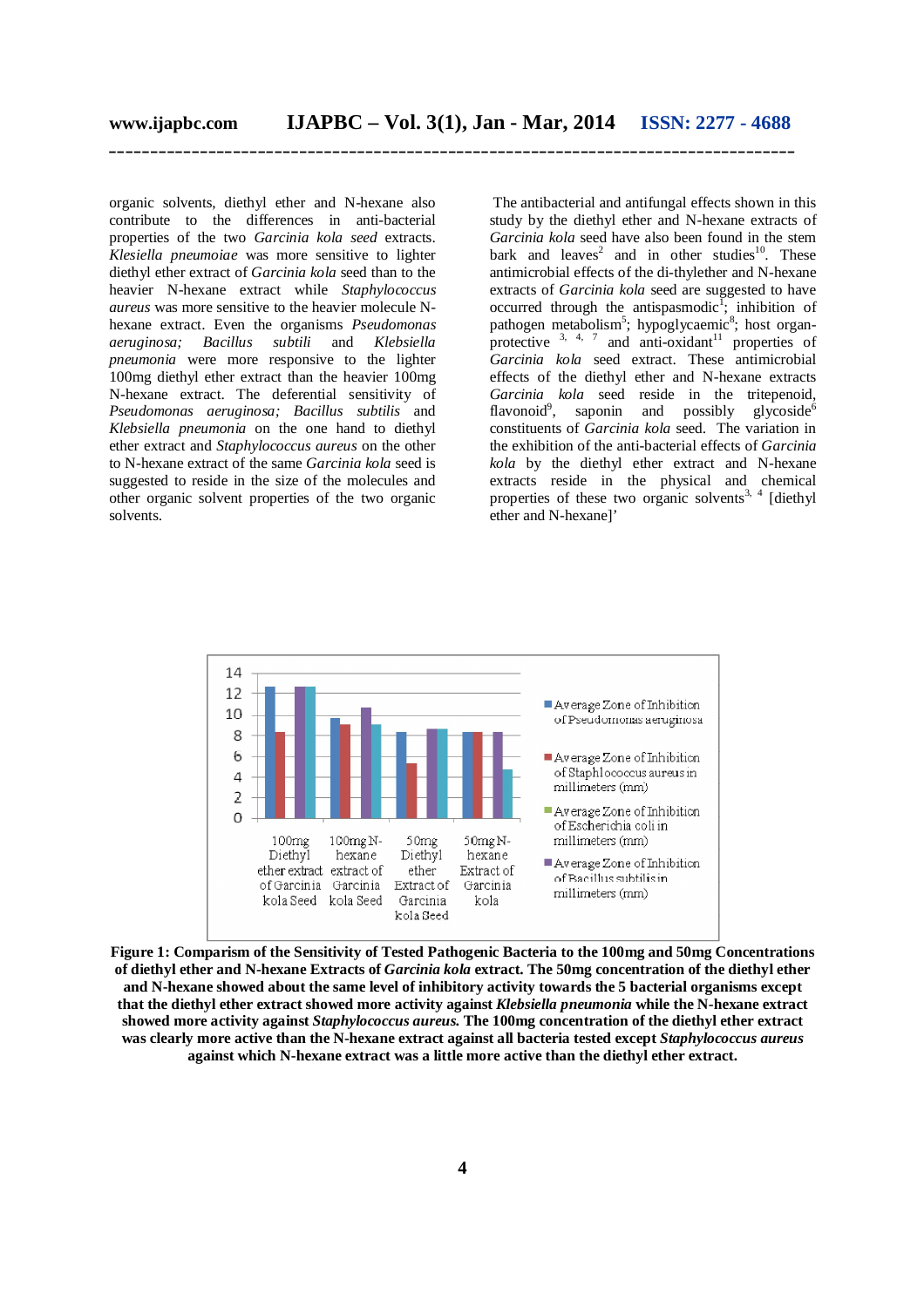organic solvents, diethyl ether and N-hexane also contribute to the differences in anti-bacterial properties of the two *Garcinia kola seed* extracts. *Klesiella pneumoiae* was more sensitive to lighter diethyl ether extract of *Garcinia kola* seed than to the heavier N-hexane extract while *Staphylococcus aureus* was more sensitive to the heavier molecule N-hexane extract. Even the organisms *Pseudomonas aeruginosa; Bacillus subtili* and *Klebsiella pneumonia* were more responsive to the lighter 100mg diethyl ether extract than the heavier 100mg N-hexane extract. The deferential sensitivity of *Pseudomonas aeruginosa; Bacillus subtilis* and *Klebsiella pneumonia* on the one hand to diethyl ether extract and *Staphylococcus aureus* on the other to N-hexane extract of the same *Garcinia kola* seed is suggested to reside in the size of the molecules and other organic solvent properties of the two organic solvents.

The antibacterial and antifungal effects shown in this study by the diethyl ether and N-hexane extracts of *Garcinia kola* seed have also been found in the stem bark and leaves[2] and in other studies[10]. These antimicrobial effects of the di-thylether and N-hexane extracts of *Garcinia kola* seed are suggested to have occurred through the antispasmodic[1]; inhibition of pathogen metabolism[5]; hypoglycaemic[8]; host organ-protective [3, 4, 7] and anti-oxidant[11] properties of *Garcinia kola* seed extract. These antimicrobial effects of the diethyl ether and N-hexane extracts *Garcinia kola* seed reside in the tritepenoid, flavonoid[9], saponin and possibly glycoside[6] constituents of *Garcinia kola* seed. The variation in the exhibition of the anti-bacterial effects of *Garcinia kola* by the diethyl ether extract and N-hexane extracts reside in the physical and chemical properties of these two organic solvents[3, 4] [diethyl ether and N-hexane]'

**Figure 1: Comparism of the Sensitivity of Tested Pathogenic Bacteria to the 100mg and 50mg Concentrations of diethyl ether and N-hexane Extracts of *Garcinia kola* extract. The 50mg concentration of the diethyl ether and N-hexane showed about the same level of inhibitory activity towards the 5 bacterial organisms except that the diethyl ether extract showed more activity against *Klebsiella pneumonia* while the N-hexane extract showed more activity against *Staphylococcus aureus.* The 100mg concentration of the diethyl ether extract was clearly more active than the N-hexane extract against all bacteria tested except *Staphylococcus aureus* against which N-hexane extract was a little more active than the diethyl ether extract.**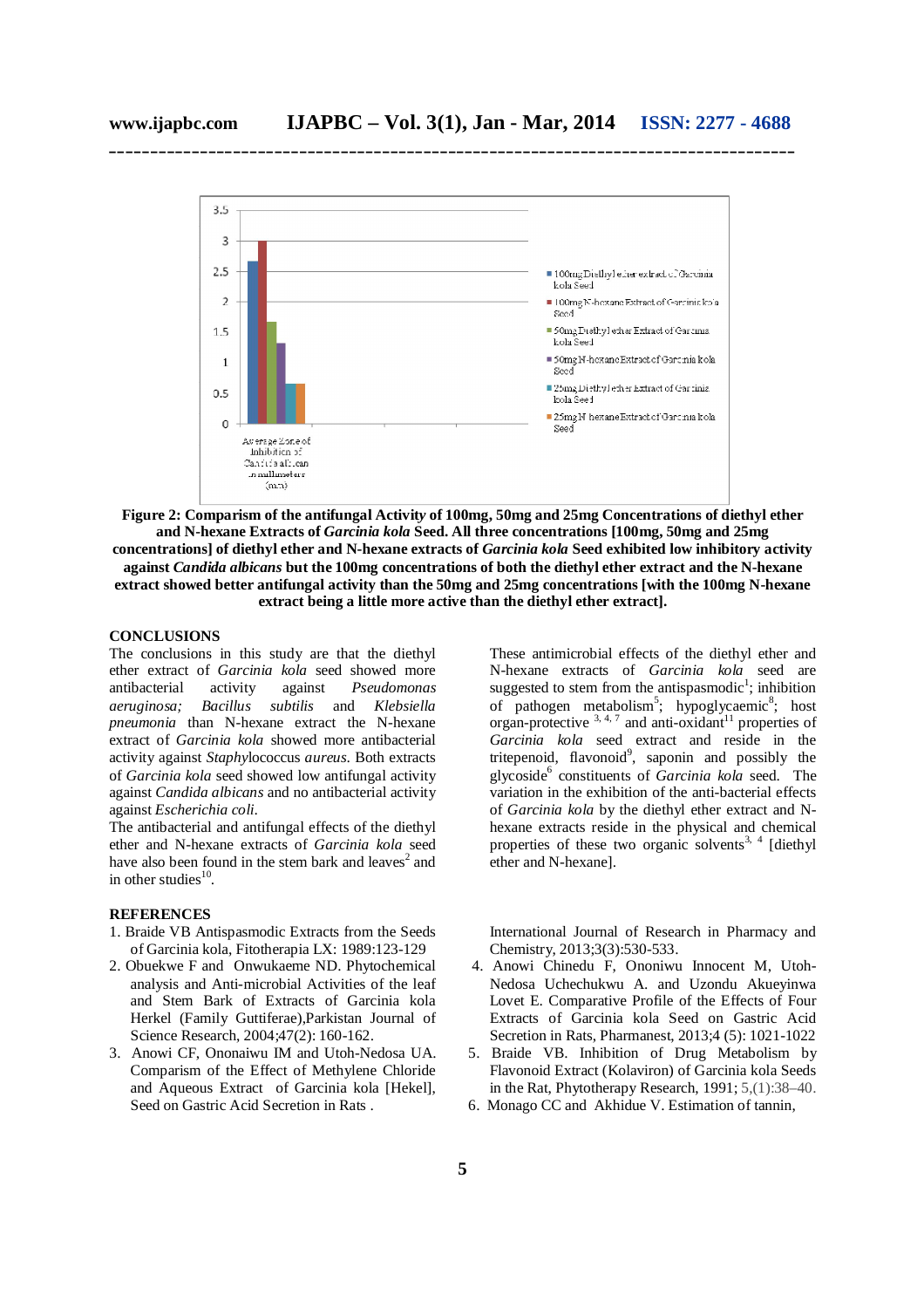**Figure 2: Comparism of the antifungal Activity of 100mg, 50mg and 25mg Concentrations of diethyl ether and N-hexane Extracts of *Garcinia kola* Seed. All three concentrations [100mg, 50mg and 25mg concentrations] of diethyl ether and N-hexane extracts of *Garcinia kola* Seed exhibited low inhibitory activity against *Candida albicans* but the 100mg concentrations of both the diethyl ether extract and the N-hexane extract showed better antifungal activity than the 50mg and 25mg concentrations [with the 100mg N-hexane extract being a little more active than the diethyl ether extract].**

## CONCLUSIONS

The conclusions in this study are that the diethyl ether extract of *Garcinia kola* seed showed more antibacterial activity against *Pseudomonas aeruginosa; Bacillus subtilis* and *Klebsiella pneumonia* than N-hexane extract the N-hexane extract of *Garcinia kola* showed more antibacterial activity against *Staphy*lococcus *aureus*. Both extracts of *Garcinia kola* seed showed low antifungal activity against *Candida albicans* and no antibacterial activity against *Escherichia coli*.

The antibacterial and antifungal effects of the diethyl ether and N-hexane extracts of *Garcinia kola* seed have also been found in the stem bark and leaves[2] and in other studies[10].

These antimicrobial effects of the diethyl ether and N-hexane extracts of *Garcinia kola* seed are suggested to stem from the antispasmodic[1]; inhibition of pathogen metabolism[5]; hypoglycaemic[8]; host organ-protective [3, 4, 7] and anti-oxidant[11] properties of *Garcinia kola* seed extract and reside in the tritepenoid, flavonoid[9], saponin and possibly the glycoside[6] constituents of *Garcinia kola* seed. The variation in the exhibition of the anti-bacterial effects of *Garcinia kola* by the diethyl ether extract and N-hexane extracts reside in the physical and chemical properties of these two organic solvents[3, 4] [diethyl ether and N-hexane].

## REFERENCES

1. Braide VB Antispasmodic Extracts from the Seeds of Garcinia kola, Fitotherapia LX: 1989:123-129
2. Obuekwe F and Onwukaeme ND. Phytochemical analysis and Anti-microbial Activities of the leaf and Stem Bark of Extracts of Garcinia kola Herkel (Family Guttiferae),Parkistan Journal of Science Research, 2004;47(2): 160-162.
3. Anowi CF, Ononaiwu IM and Utoh-Nedosa UA. Comparism of the Effect of Methylene Chloride and Aqueous Extract of Garcinia kola [Hekel], Seed on Gastric Acid Secretion in Rats . International Journal of Research in Pharmacy and Chemistry, 2013;3(3):530-533.
4. Anowi Chinedu F, Ononiwu Innocent M, Utoh-Nedosa Uchechukwu A. and Uzondu Akueyinwa Lovet E. Comparative Profile of the Effects of Four Extracts of Garcinia kola Seed on Gastric Acid Secretion in Rats, Pharmanest, 2013;4 (5): 1021-1022
5. Braide VB. Inhibition of Drug Metabolism by Flavonoid Extract (Kolaviron) of Garcinia kola Seeds in the Rat, Phytotherapy Research, 1991; 5,(1):38–40.
6. Monago CC and Akhidue V. Estimation of tannin,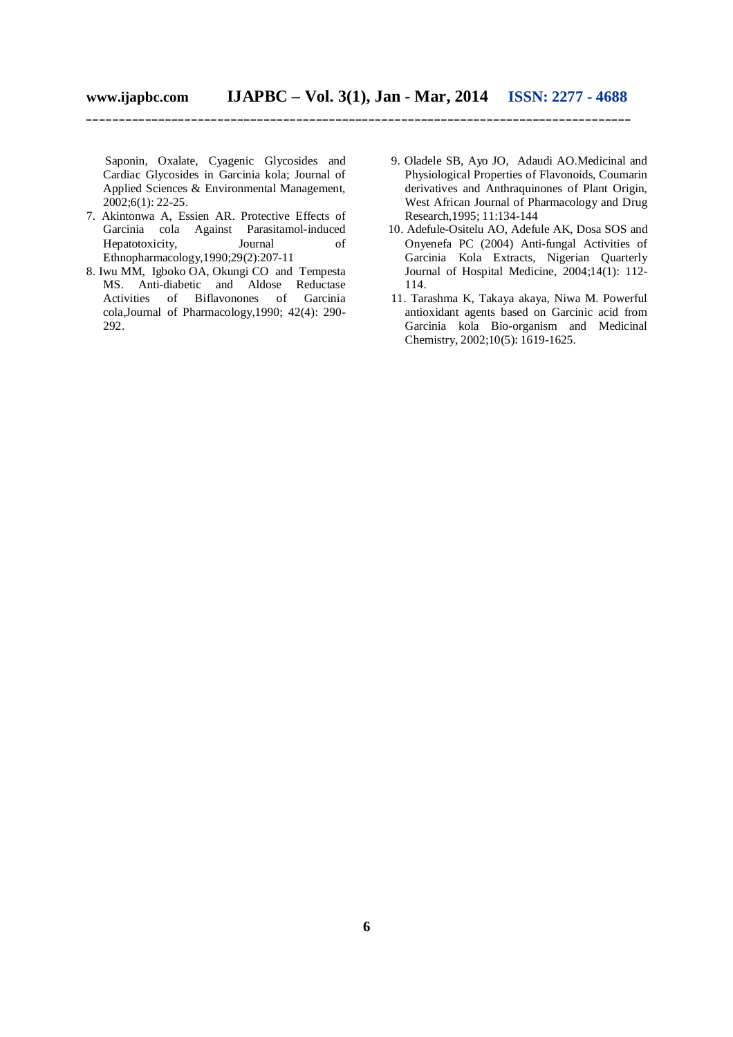Saponin, Oxalate, Cyagenic Glycosides and Cardiac Glycosides in Garcinia kola; Journal of Applied Sciences & Environmental Management, 2002;6(1): 22-25.

7. Akintonwa A, Essien AR. Protective Effects of Garcinia cola Against Parasitamol-induced Hepatotoxicity, Journal of Ethnopharmacology,1990;29(2):207-11
8. Iwu MM, Igboko OA, Okungi CO and Tempesta MS. Anti-diabetic and Aldose Reductase Activities of Biflavonones of Garcinia cola,Journal of Pharmacology,1990; 42(4): 290-292.
9. Oladele SB, Ayo JO, Adaudi AO.Medicinal and Physiological Properties of Flavonoids, Coumarin derivatives and Anthraquinones of Plant Origin, West African Journal of Pharmacology and Drug Research,1995; 11:134-144
10. Adefule-Ositelu AO, Adefule AK, Dosa SOS and Onyenefa PC (2004) Anti-fungal Activities of Garcinia Kola Extracts, Nigerian Quarterly Journal of Hospital Medicine, 2004;14(1): 112-114.
11. Tarashma K, Takaya akaya, Niwa M. Powerful antioxidant agents based on Garcinic acid from Garcinia kola Bio-organism and Medicinal Chemistry, 2002;10(5): 1619-1625.